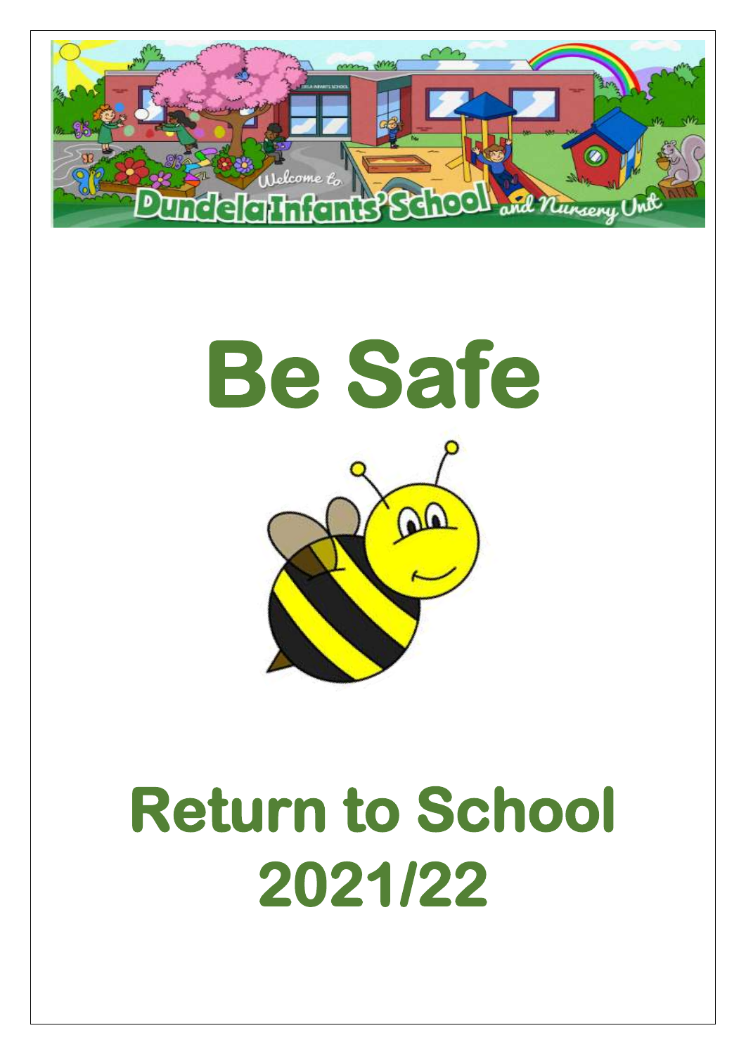# Be Safe

# Return to School 2021/22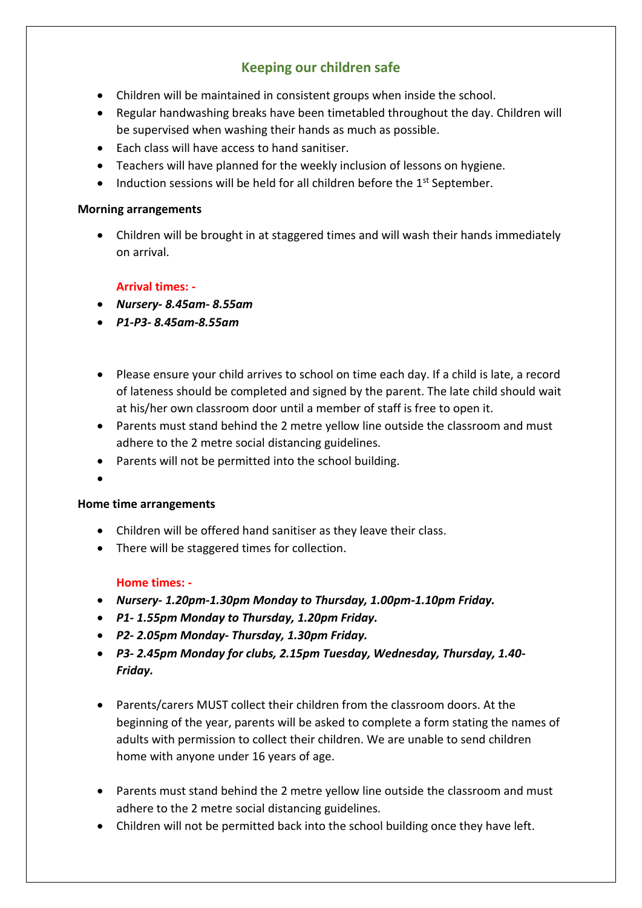## Keeping our children safe

- Children will be maintained in consistent groups when inside the school.
- Regular handwashing breaks have been timetabled throughout the day. Children will be supervised when washing their hands as much as possible.
- Each class will have access to hand sanitiser.
- Teachers will have planned for the weekly inclusion of lessons on hygiene.
- Induction sessions will be held for all children before the 1st September.

**Morning arrangements**

- Children will be brought in at staggered times and will wash their hands immediately on arrival.

  **Arrival times: -**
- ***Nursery- 8.45am- 8.55am***
- ***P1-P3- 8.45am-8.55am***

- Please ensure your child arrives to school on time each day. If a child is late, a record of lateness should be completed and signed by the parent. The late child should wait at his/her own classroom door until a member of staff is free to open it.
- Parents must stand behind the 2 metre yellow line outside the classroom and must adhere to the 2 metre social distancing guidelines.
- Parents will not be permitted into the school building.

**Home time arrangements**

- Children will be offered hand sanitiser as they leave their class.
- There will be staggered times for collection.

  **Home times: -**
- ***Nursery- 1.20pm-1.30pm Monday to Thursday, 1.00pm-1.10pm Friday.***
- ***P1- 1.55pm Monday to Thursday, 1.20pm Friday.***
- ***P2- 2.05pm Monday- Thursday, 1.30pm Friday.***
- ***P3- 2.45pm Monday for clubs, 2.15pm Tuesday, Wednesday, Thursday, 1.40- Friday.***

- Parents/carers MUST collect their children from the classroom doors. At the beginning of the year, parents will be asked to complete a form stating the names of adults with permission to collect their children. We are unable to send children home with anyone under 16 years of age.

- Parents must stand behind the 2 metre yellow line outside the classroom and must adhere to the 2 metre social distancing guidelines.
- Children will not be permitted back into the school building once they have left.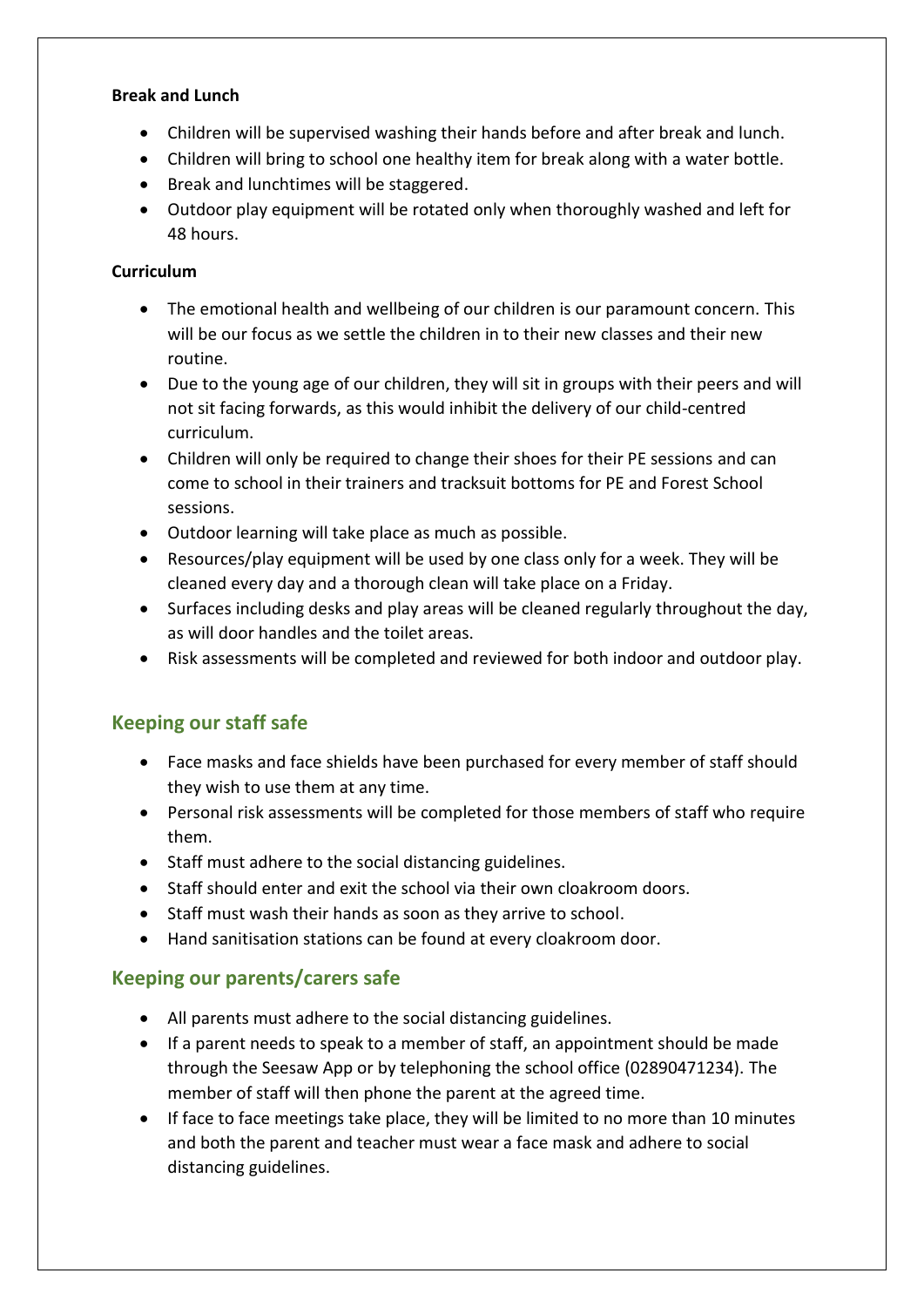**Break and Lunch**

- Children will be supervised washing their hands before and after break and lunch.
- Children will bring to school one healthy item for break along with a water bottle.
- Break and lunchtimes will be staggered.
- Outdoor play equipment will be rotated only when thoroughly washed and left for 48 hours.

**Curriculum**

- The emotional health and wellbeing of our children is our paramount concern. This will be our focus as we settle the children in to their new classes and their new routine.
- Due to the young age of our children, they will sit in groups with their peers and will not sit facing forwards, as this would inhibit the delivery of our child-centred curriculum.
- Children will only be required to change their shoes for their PE sessions and can come to school in their trainers and tracksuit bottoms for PE and Forest School sessions.
- Outdoor learning will take place as much as possible.
- Resources/play equipment will be used by one class only for a week. They will be cleaned every day and a thorough clean will take place on a Friday.
- Surfaces including desks and play areas will be cleaned regularly throughout the day, as will door handles and the toilet areas.
- Risk assessments will be completed and reviewed for both indoor and outdoor play.

## Keeping our staff safe

- Face masks and face shields have been purchased for every member of staff should they wish to use them at any time.
- Personal risk assessments will be completed for those members of staff who require them.
- Staff must adhere to the social distancing guidelines.
- Staff should enter and exit the school via their own cloakroom doors.
- Staff must wash their hands as soon as they arrive to school.
- Hand sanitisation stations can be found at every cloakroom door.

## Keeping our parents/carers safe

- All parents must adhere to the social distancing guidelines.
- If a parent needs to speak to a member of staff, an appointment should be made through the Seesaw App or by telephoning the school office (02890471234). The member of staff will then phone the parent at the agreed time.
- If face to face meetings take place, they will be limited to no more than 10 minutes and both the parent and teacher must wear a face mask and adhere to social distancing guidelines.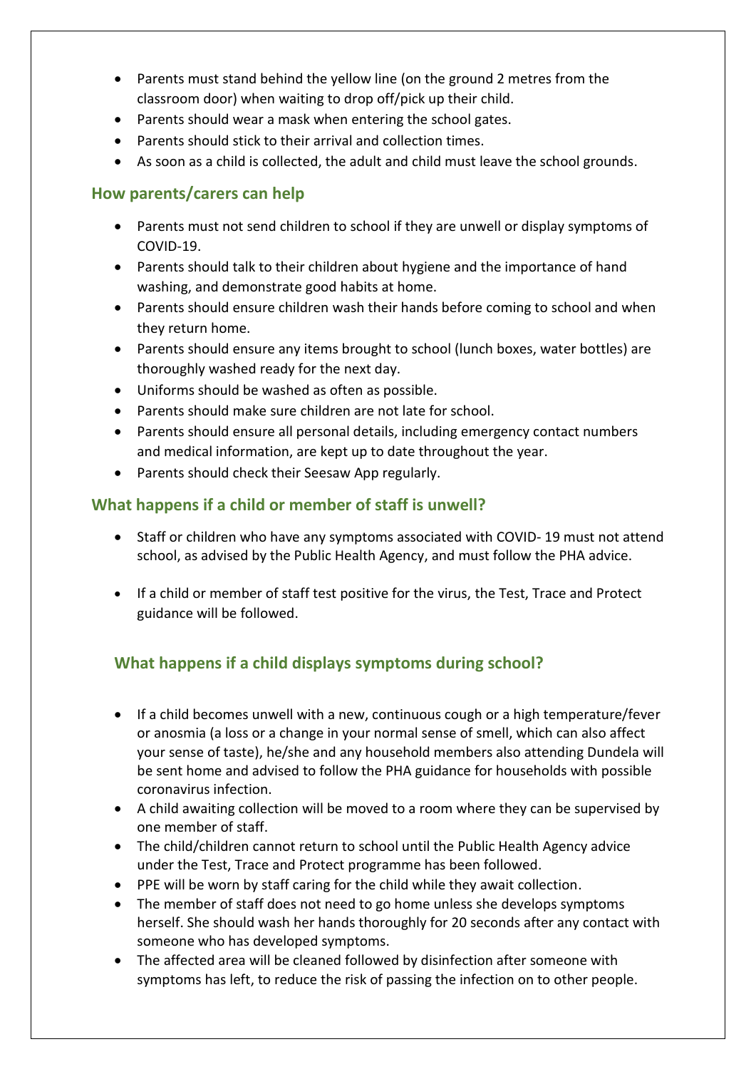- Parents must stand behind the yellow line (on the ground 2 metres from the classroom door) when waiting to drop off/pick up their child.
- Parents should wear a mask when entering the school gates.
- Parents should stick to their arrival and collection times.
- As soon as a child is collected, the adult and child must leave the school grounds.

## How parents/carers can help

- Parents must not send children to school if they are unwell or display symptoms of COVID-19.
- Parents should talk to their children about hygiene and the importance of hand washing, and demonstrate good habits at home.
- Parents should ensure children wash their hands before coming to school and when they return home.
- Parents should ensure any items brought to school (lunch boxes, water bottles) are thoroughly washed ready for the next day.
- Uniforms should be washed as often as possible.
- Parents should make sure children are not late for school.
- Parents should ensure all personal details, including emergency contact numbers and medical information, are kept up to date throughout the year.
- Parents should check their Seesaw App regularly.

## What happens if a child or member of staff is unwell?

- Staff or children who have any symptoms associated with COVID- 19 must not attend school, as advised by the Public Health Agency, and must follow the PHA advice.

- If a child or member of staff test positive for the virus, the Test, Trace and Protect guidance will be followed.

## What happens if a child displays symptoms during school?

- If a child becomes unwell with a new, continuous cough or a high temperature/fever or anosmia (a loss or a change in your normal sense of smell, which can also affect your sense of taste), he/she and any household members also attending Dundela will be sent home and advised to follow the PHA guidance for households with possible coronavirus infection.
- A child awaiting collection will be moved to a room where they can be supervised by one member of staff.
- The child/children cannot return to school until the Public Health Agency advice under the Test, Trace and Protect programme has been followed.
- PPE will be worn by staff caring for the child while they await collection.
- The member of staff does not need to go home unless she develops symptoms herself. She should wash her hands thoroughly for 20 seconds after any contact with someone who has developed symptoms.
- The affected area will be cleaned followed by disinfection after someone with symptoms has left, to reduce the risk of passing the infection on to other people.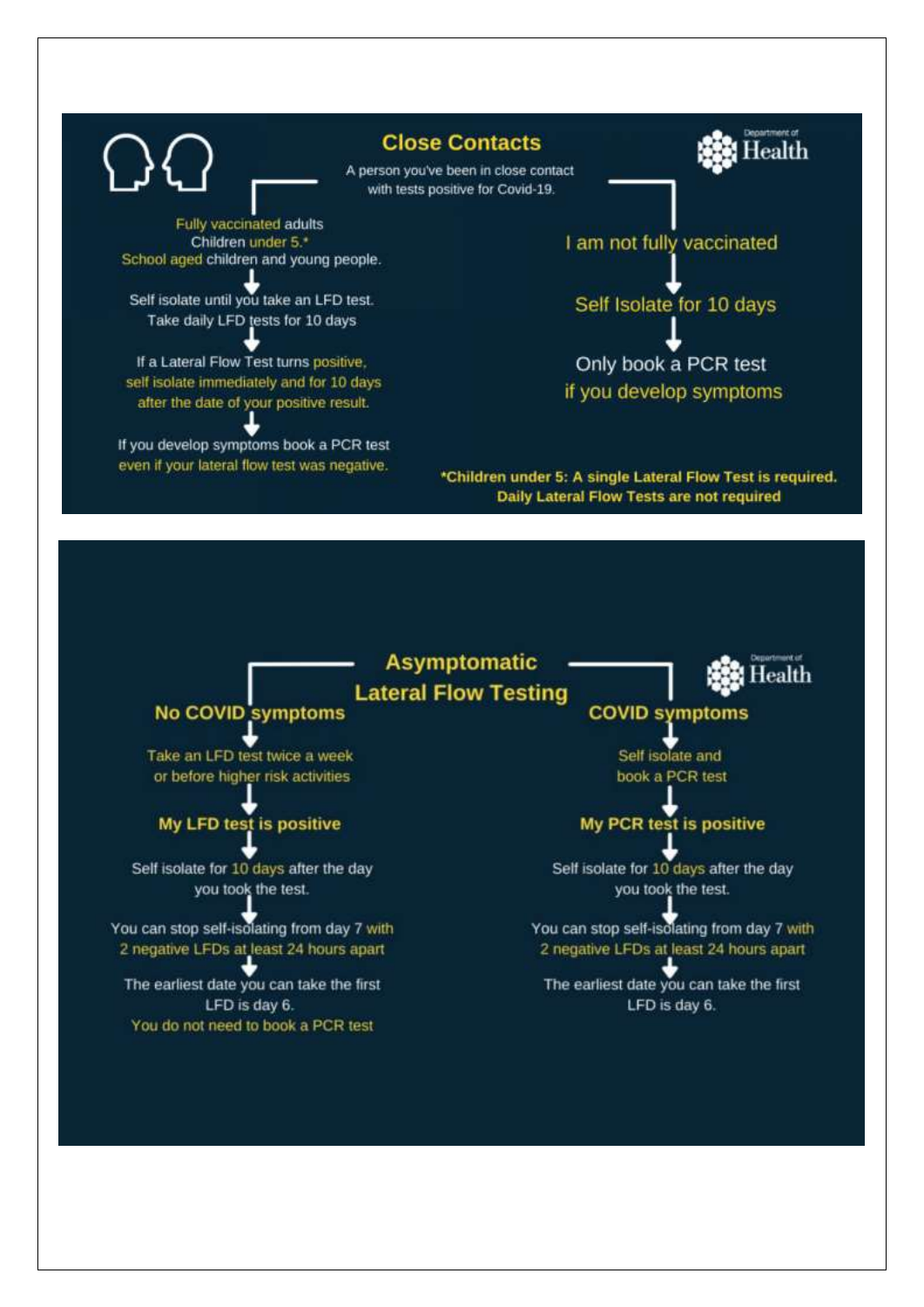Department of Health

## Close Contacts

A person you've been in close contact with tests positive for Covid-19.

Fully vaccinated adults
Children under 5.*
School aged children and young people.

Self isolate until you take an LFD test.
Take daily LFD tests for 10 days

If a Lateral Flow Test turns positive, self isolate immediately and for 10 days after the date of your positive result.

If you develop symptoms book a PCR test even if your lateral flow test was negative.

I am not fully vaccinated

Self Isolate for 10 days

Only book a PCR test if you develop symptoms

***Children under 5: A single Lateral Flow Test is required. Daily Lateral Flow Tests are not required**

Department of Health

## Asymptomatic Lateral Flow Testing

**No COVID symptoms**

Take an LFD test twice a week or before higher risk activities

**My LFD test is positive**

Self isolate for 10 days after the day you took the test.

You can stop self-isolating from day 7 with 2 negative LFDs at least 24 hours apart

The earliest date you can take the first LFD is day 6.
You do not need to book a PCR test

**COVID symptoms**

Self isolate and book a PCR test

**My PCR test is positive**

Self isolate for 10 days after the day you took the test.

You can stop self-isolating from day 7 with 2 negative LFDs at least 24 hours apart

The earliest date you can take the first LFD is day 6.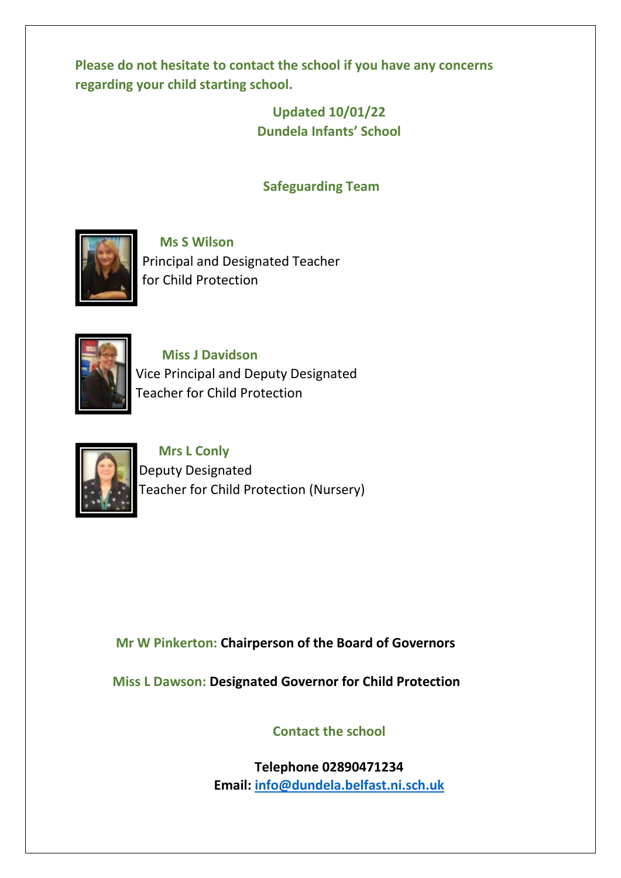**Please do not hesitate to contact the school if you have any concerns regarding your child starting school.**

**Updated 10/01/22**
**Dundela Infants' School**

## Safeguarding Team

**Ms S Wilson**
Principal and Designated Teacher for Child Protection

**Miss J Davidson**
Vice Principal and Deputy Designated Teacher for Child Protection

**Mrs L Conly**
Deputy Designated Teacher for Child Protection (Nursery)

**Mr W Pinkerton: Chairperson of the Board of Governors**

**Miss L Dawson: Designated Governor for Child Protection**

## Contact the school

**Telephone 02890471234**
**Email: info@dundela.belfast.ni.sch.uk**